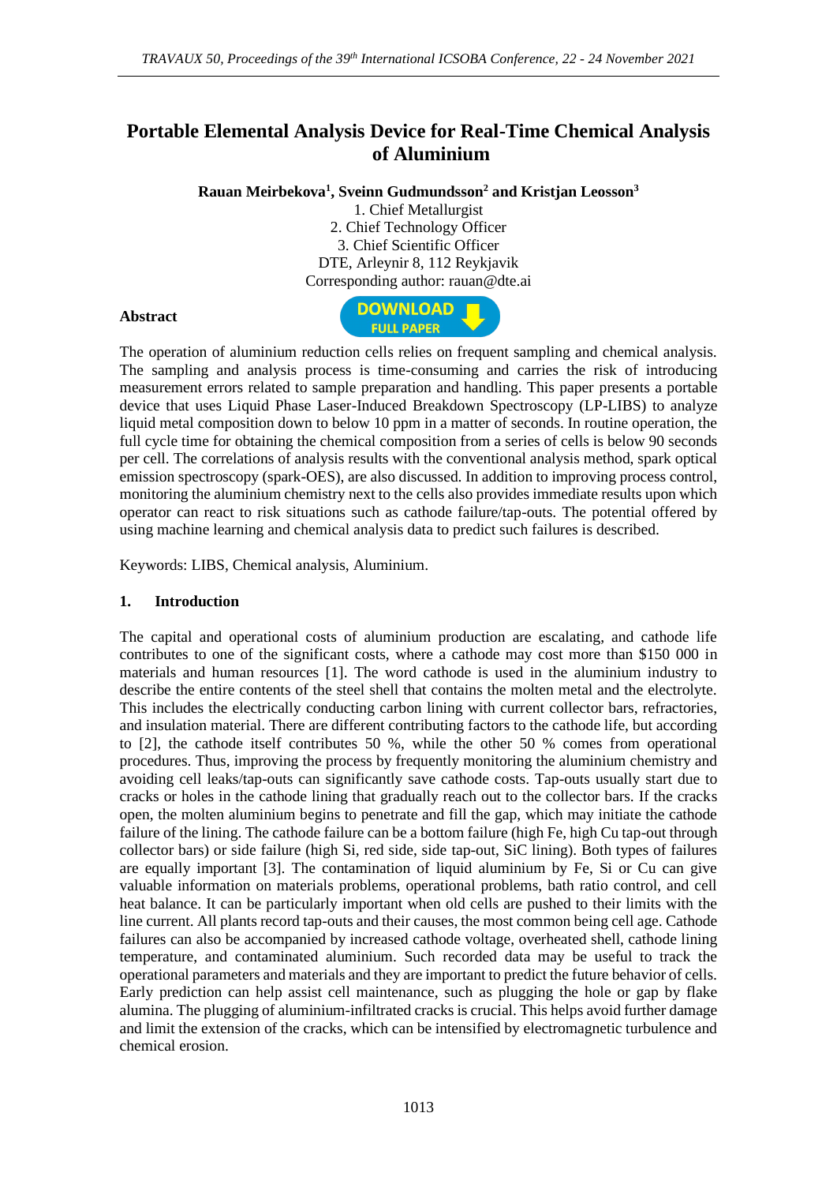# Portable Elemental Analysis Device for Real-Time Chemical Analysis of Aluminium

**Rauan Meirbekova[1], Sveinn Gudmundsson[2] and Kristjan Leosson[3]**

1. Chief Metallurgist
2. Chief Technology Officer
3. Chief Scientific Officer

DTE, Arleynir 8, 112 Reykjavik

Corresponding author: rauan@dte.ai

**Abstract**

DOWNLOAD FULL PAPER

The operation of aluminium reduction cells relies on frequent sampling and chemical analysis. The sampling and analysis process is time-consuming and carries the risk of introducing measurement errors related to sample preparation and handling. This paper presents a portable device that uses Liquid Phase Laser-Induced Breakdown Spectroscopy (LP-LIBS) to analyze liquid metal composition down to below 10 ppm in a matter of seconds. In routine operation, the full cycle time for obtaining the chemical composition from a series of cells is below 90 seconds per cell. The correlations of analysis results with the conventional analysis method, spark optical emission spectroscopy (spark-OES), are also discussed. In addition to improving process control, monitoring the aluminium chemistry next to the cells also provides immediate results upon which operator can react to risk situations such as cathode failure/tap-outs. The potential offered by using machine learning and chemical analysis data to predict such failures is described.

Keywords: LIBS, Chemical analysis, Aluminium.

## 1. Introduction

The capital and operational costs of aluminium production are escalating, and cathode life contributes to one of the significant costs, where a cathode may cost more than $150 000 in materials and human resources [1]. The word cathode is used in the aluminium industry to describe the entire contents of the steel shell that contains the molten metal and the electrolyte. This includes the electrically conducting carbon lining with current collector bars, refractories, and insulation material. There are different contributing factors to the cathode life, but according to [2], the cathode itself contributes 50 %, while the other 50 % comes from operational procedures. Thus, improving the process by frequently monitoring the aluminium chemistry and avoiding cell leaks/tap-outs can significantly save cathode costs. Tap-outs usually start due to cracks or holes in the cathode lining that gradually reach out to the collector bars. If the cracks open, the molten aluminium begins to penetrate and fill the gap, which may initiate the cathode failure of the lining. The cathode failure can be a bottom failure (high Fe, high Cu tap-out through collector bars) or side failure (high Si, red side, side tap-out, SiC lining). Both types of failures are equally important [3]. The contamination of liquid aluminium by Fe, Si or Cu can give valuable information on materials problems, operational problems, bath ratio control, and cell heat balance. It can be particularly important when old cells are pushed to their limits with the line current. All plants record tap-outs and their causes, the most common being cell age. Cathode failures can also be accompanied by increased cathode voltage, overheated shell, cathode lining temperature, and contaminated aluminium. Such recorded data may be useful to track the operational parameters and materials and they are important to predict the future behavior of cells. Early prediction can help assist cell maintenance, such as plugging the hole or gap by flake alumina. The plugging of aluminium-infiltrated cracks is crucial. This helps avoid further damage and limit the extension of the cracks, which can be intensified by electromagnetic turbulence and chemical erosion.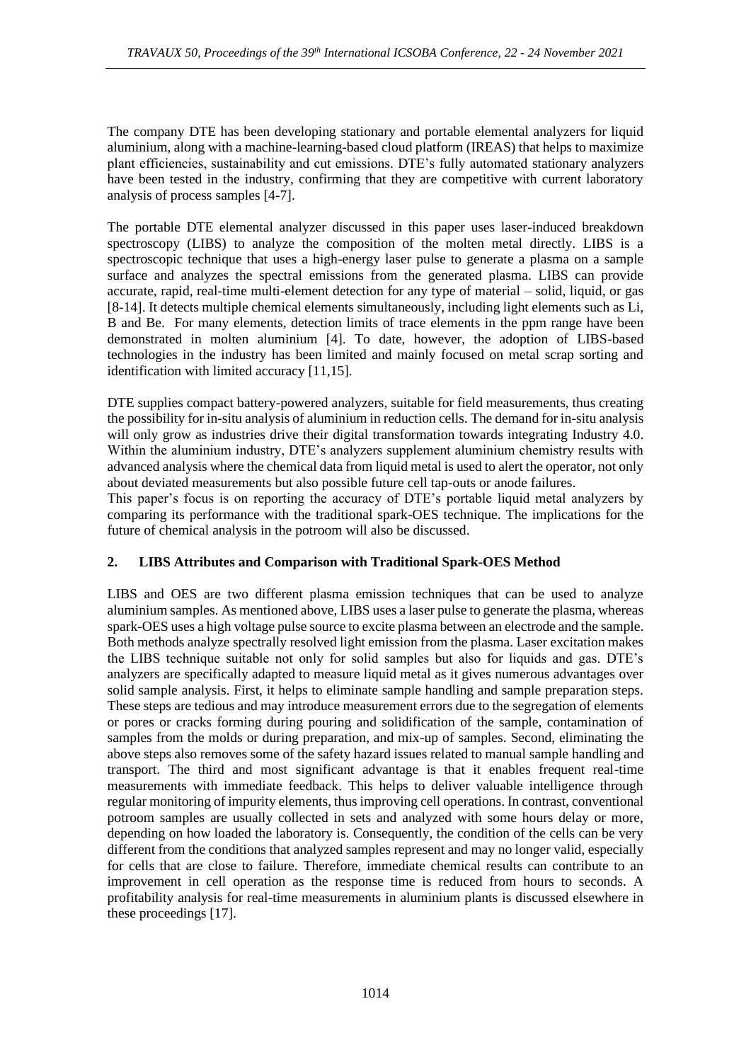The company DTE has been developing stationary and portable elemental analyzers for liquid aluminium, along with a machine-learning-based cloud platform (IREAS) that helps to maximize plant efficiencies, sustainability and cut emissions. DTE's fully automated stationary analyzers have been tested in the industry, confirming that they are competitive with current laboratory analysis of process samples [4-7].

The portable DTE elemental analyzer discussed in this paper uses laser-induced breakdown spectroscopy (LIBS) to analyze the composition of the molten metal directly. LIBS is a spectroscopic technique that uses a high-energy laser pulse to generate a plasma on a sample surface and analyzes the spectral emissions from the generated plasma. LIBS can provide accurate, rapid, real-time multi-element detection for any type of material – solid, liquid, or gas [8-14]. It detects multiple chemical elements simultaneously, including light elements such as Li, B and Be. For many elements, detection limits of trace elements in the ppm range have been demonstrated in molten aluminium [4]. To date, however, the adoption of LIBS-based technologies in the industry has been limited and mainly focused on metal scrap sorting and identification with limited accuracy [11,15].

DTE supplies compact battery-powered analyzers, suitable for field measurements, thus creating the possibility for in-situ analysis of aluminium in reduction cells. The demand for in-situ analysis will only grow as industries drive their digital transformation towards integrating Industry 4.0. Within the aluminium industry, DTE's analyzers supplement aluminium chemistry results with advanced analysis where the chemical data from liquid metal is used to alert the operator, not only about deviated measurements but also possible future cell tap-outs or anode failures.

This paper's focus is on reporting the accuracy of DTE's portable liquid metal analyzers by comparing its performance with the traditional spark-OES technique. The implications for the future of chemical analysis in the potroom will also be discussed.

## 2. LIBS Attributes and Comparison with Traditional Spark-OES Method

LIBS and OES are two different plasma emission techniques that can be used to analyze aluminium samples. As mentioned above, LIBS uses a laser pulse to generate the plasma, whereas spark-OES uses a high voltage pulse source to excite plasma between an electrode and the sample. Both methods analyze spectrally resolved light emission from the plasma. Laser excitation makes the LIBS technique suitable not only for solid samples but also for liquids and gas. DTE's analyzers are specifically adapted to measure liquid metal as it gives numerous advantages over solid sample analysis. First, it helps to eliminate sample handling and sample preparation steps. These steps are tedious and may introduce measurement errors due to the segregation of elements or pores or cracks forming during pouring and solidification of the sample, contamination of samples from the molds or during preparation, and mix-up of samples. Second, eliminating the above steps also removes some of the safety hazard issues related to manual sample handling and transport. The third and most significant advantage is that it enables frequent real-time measurements with immediate feedback. This helps to deliver valuable intelligence through regular monitoring of impurity elements, thus improving cell operations. In contrast, conventional potroom samples are usually collected in sets and analyzed with some hours delay or more, depending on how loaded the laboratory is. Consequently, the condition of the cells can be very different from the conditions that analyzed samples represent and may no longer valid, especially for cells that are close to failure. Therefore, immediate chemical results can contribute to an improvement in cell operation as the response time is reduced from hours to seconds. A profitability analysis for real-time measurements in aluminium plants is discussed elsewhere in these proceedings [17].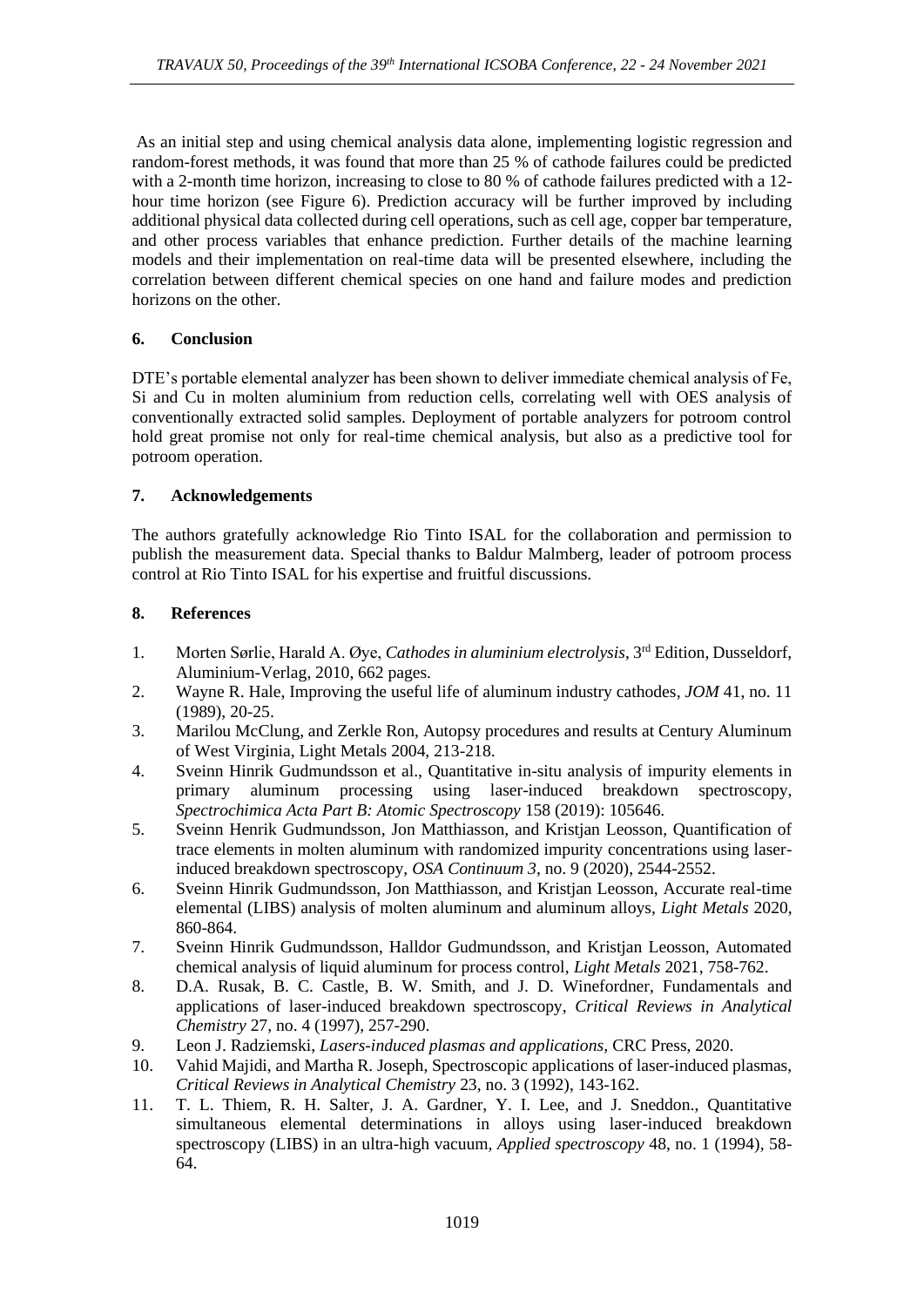As an initial step and using chemical analysis data alone, implementing logistic regression and random-forest methods, it was found that more than 25 % of cathode failures could be predicted with a 2-month time horizon, increasing to close to 80 % of cathode failures predicted with a 12-hour time horizon (see Figure 6). Prediction accuracy will be further improved by including additional physical data collected during cell operations, such as cell age, copper bar temperature, and other process variables that enhance prediction. Further details of the machine learning models and their implementation on real-time data will be presented elsewhere, including the correlation between different chemical species on one hand and failure modes and prediction horizons on the other.

## 6. Conclusion

DTE's portable elemental analyzer has been shown to deliver immediate chemical analysis of Fe, Si and Cu in molten aluminium from reduction cells, correlating well with OES analysis of conventionally extracted solid samples. Deployment of portable analyzers for potroom control hold great promise not only for real-time chemical analysis, but also as a predictive tool for potroom operation.

## 7. Acknowledgements

The authors gratefully acknowledge Rio Tinto ISAL for the collaboration and permission to publish the measurement data. Special thanks to Baldur Malmberg, leader of potroom process control at Rio Tinto ISAL for his expertise and fruitful discussions.

## 8. References

1. Morten Sørlie, Harald A. Øye, *Cathodes in aluminium electrolysis*, 3rd Edition, Dusseldorf, Aluminium-Verlag, 2010, 662 pages.
2. Wayne R. Hale, Improving the useful life of aluminum industry cathodes, *JOM* 41, no. 11 (1989), 20-25.
3. Marilou McClung, and Zerkle Ron, Autopsy procedures and results at Century Aluminum of West Virginia, Light Metals 2004, 213-218.
4. Sveinn Hinrik Gudmundsson et al., Quantitative in-situ analysis of impurity elements in primary aluminum processing using laser-induced breakdown spectroscopy, *Spectrochimica Acta Part B: Atomic Spectroscopy* 158 (2019): 105646.
5. Sveinn Henrik Gudmundsson, Jon Matthiasson, and Kristjan Leosson, Quantification of trace elements in molten aluminum with randomized impurity concentrations using laser-induced breakdown spectroscopy, *OSA Continuum 3*, no. 9 (2020), 2544-2552.
6. Sveinn Hinrik Gudmundsson, Jon Matthiasson, and Kristjan Leosson, Accurate real-time elemental (LIBS) analysis of molten aluminum and aluminum alloys, *Light Metals* 2020, 860-864.
7. Sveinn Hinrik Gudmundsson, Halldor Gudmundsson, and Kristjan Leosson, Automated chemical analysis of liquid aluminum for process control, *Light Metals* 2021, 758-762.
8. D.A. Rusak, B. C. Castle, B. W. Smith, and J. D. Winefordner, Fundamentals and applications of laser-induced breakdown spectroscopy, *Critical Reviews in Analytical Chemistry* 27, no. 4 (1997), 257-290.
9. Leon J. Radziemski, *Lasers-induced plasmas and applications*, CRC Press, 2020.
10. Vahid Majidi, and Martha R. Joseph, Spectroscopic applications of laser-induced plasmas, *Critical Reviews in Analytical Chemistry* 23, no. 3 (1992), 143-162.
11. T. L. Thiem, R. H. Salter, J. A. Gardner, Y. I. Lee, and J. Sneddon., Quantitative simultaneous elemental determinations in alloys using laser-induced breakdown spectroscopy (LIBS) in an ultra-high vacuum, *Applied spectroscopy* 48, no. 1 (1994), 58-64.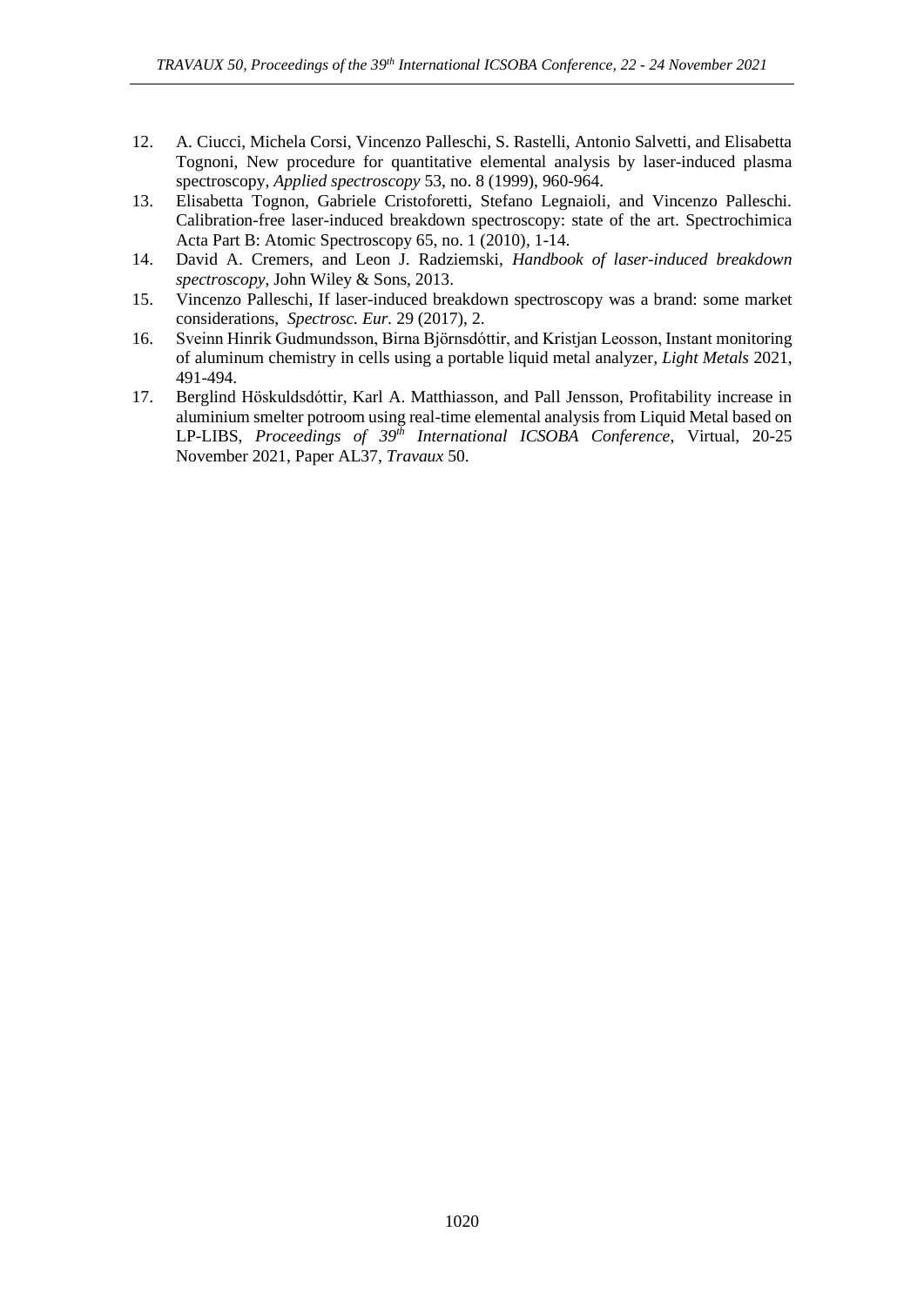12. A. Ciucci, Michela Corsi, Vincenzo Palleschi, S. Rastelli, Antonio Salvetti, and Elisabetta Tognoni, New procedure for quantitative elemental analysis by laser-induced plasma spectroscopy, *Applied spectroscopy* 53, no. 8 (1999), 960-964.
13. Elisabetta Tognon, Gabriele Cristoforetti, Stefano Legnaioli, and Vincenzo Palleschi. Calibration-free laser-induced breakdown spectroscopy: state of the art. Spectrochimica Acta Part B: Atomic Spectroscopy 65, no. 1 (2010), 1-14.
14. David A. Cremers, and Leon J. Radziemski, *Handbook of laser-induced breakdown spectroscopy*, John Wiley & Sons, 2013.
15. Vincenzo Palleschi, If laser-induced breakdown spectroscopy was a brand: some market considerations, *Spectrosc. Eur.* 29 (2017), 2.
16. Sveinn Hinrik Gudmundsson, Birna Björnsdóttir, and Kristjan Leosson, Instant monitoring of aluminum chemistry in cells using a portable liquid metal analyzer, *Light Metals* 2021, 491-494.
17. Berglind Höskuldsdóttir, Karl A. Matthiasson, and Pall Jensson, Profitability increase in aluminium smelter potroom using real-time elemental analysis from Liquid Metal based on LP-LIBS, *Proceedings of 39th International ICSOBA Conference*, Virtual, 20-25 November 2021, Paper AL37, *Travaux* 50.